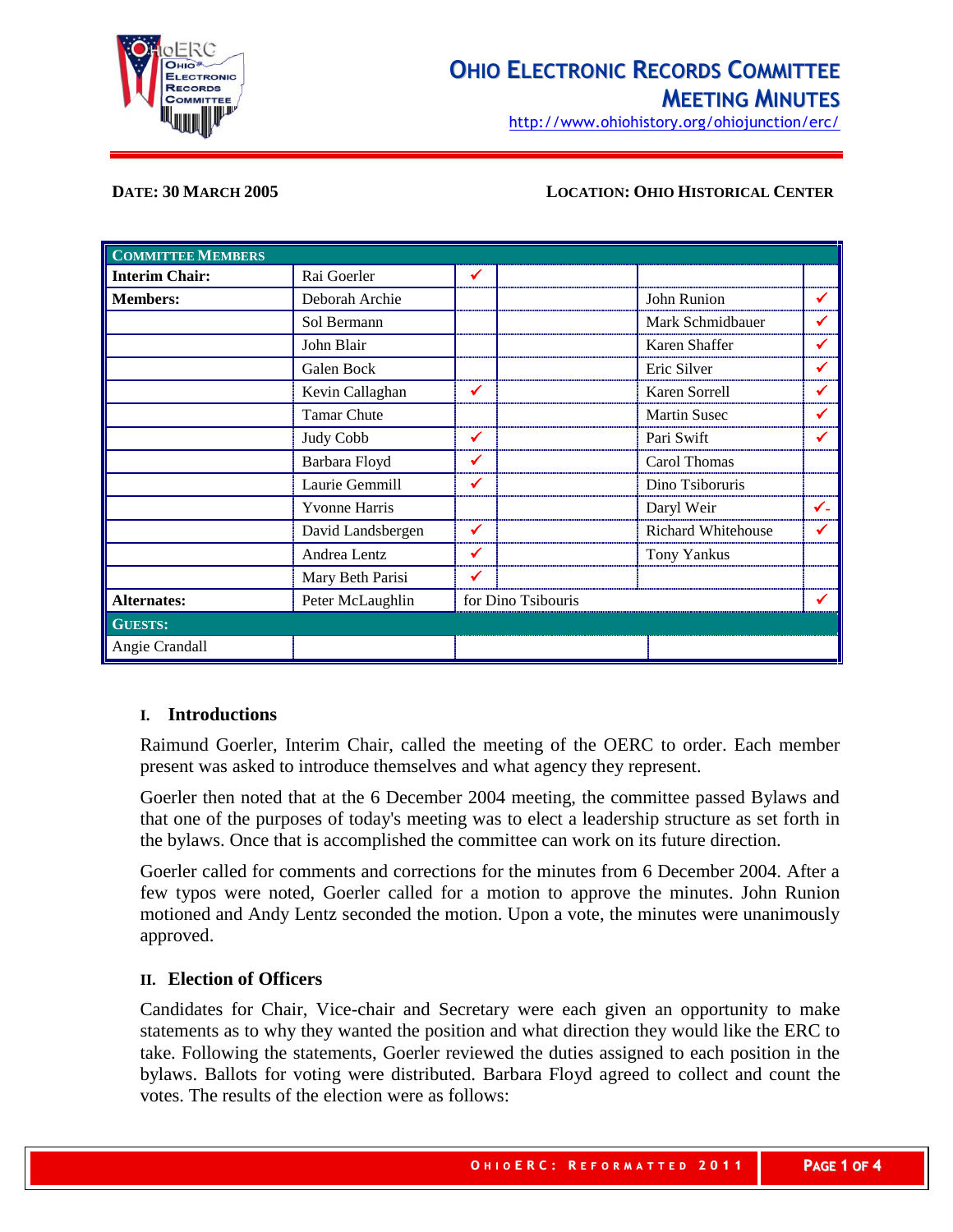# Ohio Electronic Records Committee Meeting Minutes

http://www.ohiohistory.org/ohiojunction/erc/

**DATE: 30 MARCH 2005** **LOCATION: OHIO HISTORICAL CENTER**

| COMMITTEE MEMBERS | | | | | |
|---|---|---|---|---|---|
| **Interim Chair:** | Rai Goerler | ✔ | | | |
| **Members:** | Deborah Archie | | | John Runion | ✔ |
| | Sol Bermann | | | Mark Schmidbauer | ✔ |
| | John Blair | | | Karen Shaffer | ✔ |
| | Galen Bock | | | Eric Silver | ✔ |
| | Kevin Callaghan | ✔ | | Karen Sorrell | ✔ |
| | Tamar Chute | | | Martin Susec | ✔ |
| | Judy Cobb | ✔ | | Pari Swift | ✔ |
| | Barbara Floyd | ✔ | | Carol Thomas | |
| | Laurie Gemmill | ✔ | | Dino Tsiboruris | |
| | Yvonne Harris | | | Daryl Weir | ✔- |
| | David Landsbergen | ✔ | | Richard Whitehouse | ✔ |
| | Andrea Lentz | ✔ | | Tony Yankus | |
| | Mary Beth Parisi | ✔ | | | |
| **Alternates:** | Peter McLaughlin | for Dino Tsibouris | | | ✔ |
| **GUESTS:** | | | | | |
| Angie Crandall | | | | | |

## I. Introductions

Raimund Goerler, Interim Chair, called the meeting of the OERC to order. Each member present was asked to introduce themselves and what agency they represent.

Goerler then noted that at the 6 December 2004 meeting, the committee passed Bylaws and that one of the purposes of today's meeting was to elect a leadership structure as set forth in the bylaws. Once that is accomplished the committee can work on its future direction.

Goerler called for comments and corrections for the minutes from 6 December 2004. After a few typos were noted, Goerler called for a motion to approve the minutes. John Runion motioned and Andy Lentz seconded the motion. Upon a vote, the minutes were unanimously approved.

## II. Election of Officers

Candidates for Chair, Vice-chair and Secretary were each given an opportunity to make statements as to why they wanted the position and what direction they would like the ERC to take. Following the statements, Goerler reviewed the duties assigned to each position in the bylaws. Ballots for voting were distributed. Barbara Floyd agreed to collect and count the votes. The results of the election were as follows: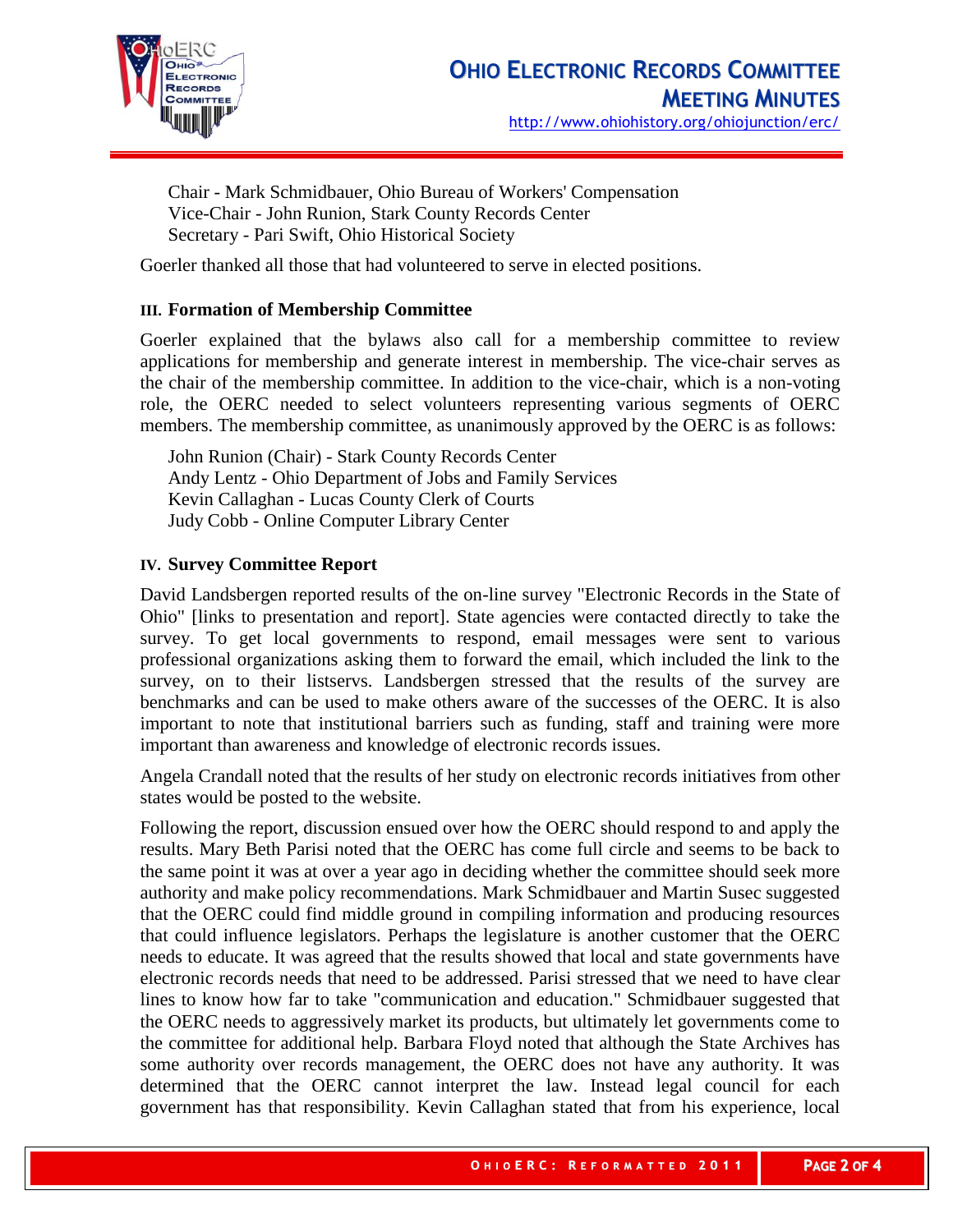Chair - Mark Schmidbauer, Ohio Bureau of Workers' Compensation
Vice-Chair - John Runion, Stark County Records Center
Secretary - Pari Swift, Ohio Historical Society

Goerler thanked all those that had volunteered to serve in elected positions.

### III. Formation of Membership Committee

Goerler explained that the bylaws also call for a membership committee to review applications for membership and generate interest in membership. The vice-chair serves as the chair of the membership committee. In addition to the vice-chair, which is a non-voting role, the OERC needed to select volunteers representing various segments of OERC members. The membership committee, as unanimously approved by the OERC is as follows:

John Runion (Chair) - Stark County Records Center
Andy Lentz - Ohio Department of Jobs and Family Services
Kevin Callaghan - Lucas County Clerk of Courts
Judy Cobb - Online Computer Library Center

### IV. Survey Committee Report

David Landsbergen reported results of the on-line survey "Electronic Records in the State of Ohio" [links to presentation and report]. State agencies were contacted directly to take the survey. To get local governments to respond, email messages were sent to various professional organizations asking them to forward the email, which included the link to the survey, on to their listservs. Landsbergen stressed that the results of the survey are benchmarks and can be used to make others aware of the successes of the OERC. It is also important to note that institutional barriers such as funding, staff and training were more important than awareness and knowledge of electronic records issues.

Angela Crandall noted that the results of her study on electronic records initiatives from other states would be posted to the website.

Following the report, discussion ensued over how the OERC should respond to and apply the results. Mary Beth Parisi noted that the OERC has come full circle and seems to be back to the same point it was at over a year ago in deciding whether the committee should seek more authority and make policy recommendations. Mark Schmidbauer and Martin Susec suggested that the OERC could find middle ground in compiling information and producing resources that could influence legislators. Perhaps the legislature is another customer that the OERC needs to educate. It was agreed that the results showed that local and state governments have electronic records needs that need to be addressed. Parisi stressed that we need to have clear lines to know how far to take "communication and education." Schmidbauer suggested that the OERC needs to aggressively market its products, but ultimately let governments come to the committee for additional help. Barbara Floyd noted that although the State Archives has some authority over records management, the OERC does not have any authority. It was determined that the OERC cannot interpret the law. Instead legal council for each government has that responsibility. Kevin Callaghan stated that from his experience, local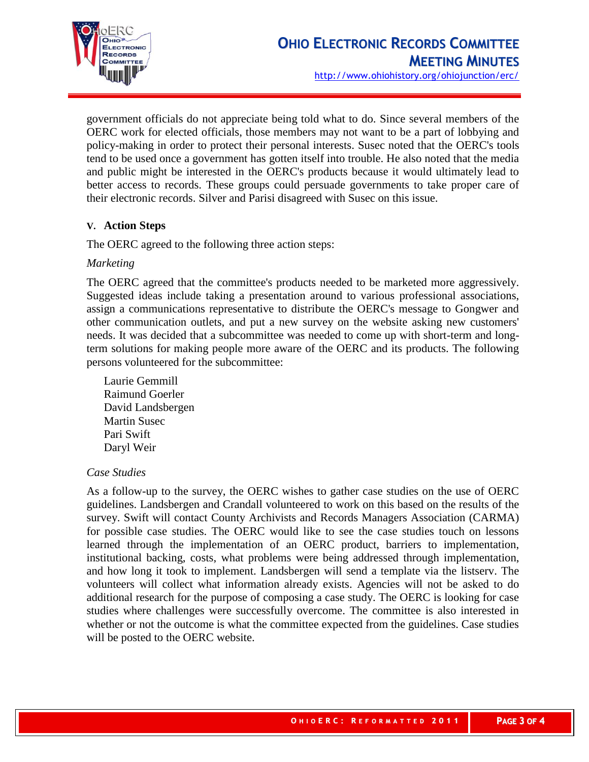government officials do not appreciate being told what to do. Since several members of the OERC work for elected officials, those members may not want to be a part of lobbying and policy-making in order to protect their personal interests. Susec noted that the OERC's tools tend to be used once a government has gotten itself into trouble. He also noted that the media and public might be interested in the OERC's products because it would ultimately lead to better access to records. These groups could persuade governments to take proper care of their electronic records. Silver and Parisi disagreed with Susec on this issue.

## V. Action Steps

The OERC agreed to the following three action steps:

*Marketing*

The OERC agreed that the committee's products needed to be marketed more aggressively. Suggested ideas include taking a presentation around to various professional associations, assign a communications representative to distribute the OERC's message to Gongwer and other communication outlets, and put a new survey on the website asking new customers' needs. It was decided that a subcommittee was needed to come up with short-term and long-term solutions for making people more aware of the OERC and its products. The following persons volunteered for the subcommittee:

Laurie Gemmill
Raimund Goerler
David Landsbergen
Martin Susec
Pari Swift
Daryl Weir

*Case Studies*

As a follow-up to the survey, the OERC wishes to gather case studies on the use of OERC guidelines. Landsbergen and Crandall volunteered to work on this based on the results of the survey. Swift will contact County Archivists and Records Managers Association (CARMA) for possible case studies. The OERC would like to see the case studies touch on lessons learned through the implementation of an OERC product, barriers to implementation, institutional backing, costs, what problems were being addressed through implementation, and how long it took to implement. Landsbergen will send a template via the listserv. The volunteers will collect what information already exists. Agencies will not be asked to do additional research for the purpose of composing a case study. The OERC is looking for case studies where challenges were successfully overcome. The committee is also interested in whether or not the outcome is what the committee expected from the guidelines. Case studies will be posted to the OERC website.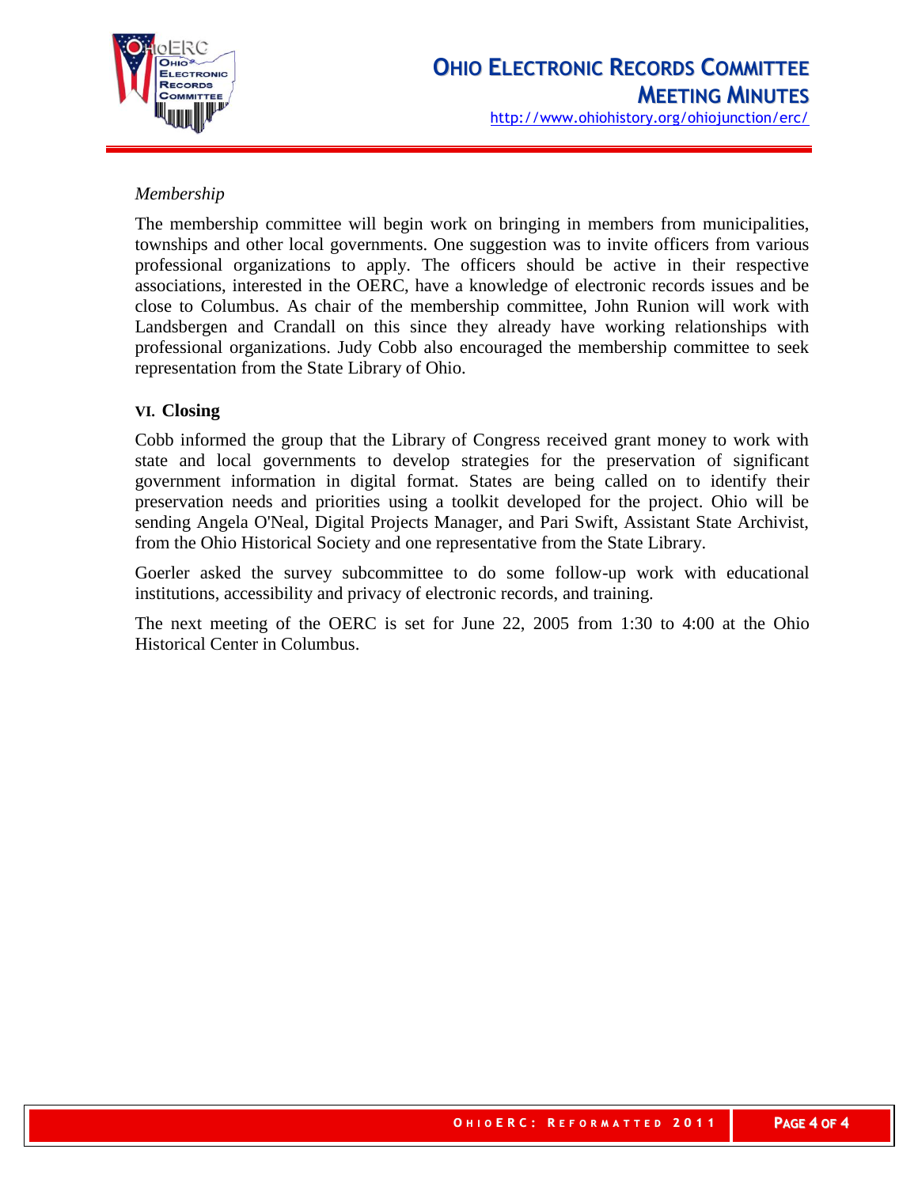*Membership*

The membership committee will begin work on bringing in members from municipalities, townships and other local governments. One suggestion was to invite officers from various professional organizations to apply. The officers should be active in their respective associations, interested in the OERC, have a knowledge of electronic records issues and be close to Columbus. As chair of the membership committee, John Runion will work with Landsbergen and Crandall on this since they already have working relationships with professional organizations. Judy Cobb also encouraged the membership committee to seek representation from the State Library of Ohio.

### VI. Closing

Cobb informed the group that the Library of Congress received grant money to work with state and local governments to develop strategies for the preservation of significant government information in digital format. States are being called on to identify their preservation needs and priorities using a toolkit developed for the project. Ohio will be sending Angela O'Neal, Digital Projects Manager, and Pari Swift, Assistant State Archivist, from the Ohio Historical Society and one representative from the State Library.

Goerler asked the survey subcommittee to do some follow-up work with educational institutions, accessibility and privacy of electronic records, and training.

The next meeting of the OERC is set for June 22, 2005 from 1:30 to 4:00 at the Ohio Historical Center in Columbus.